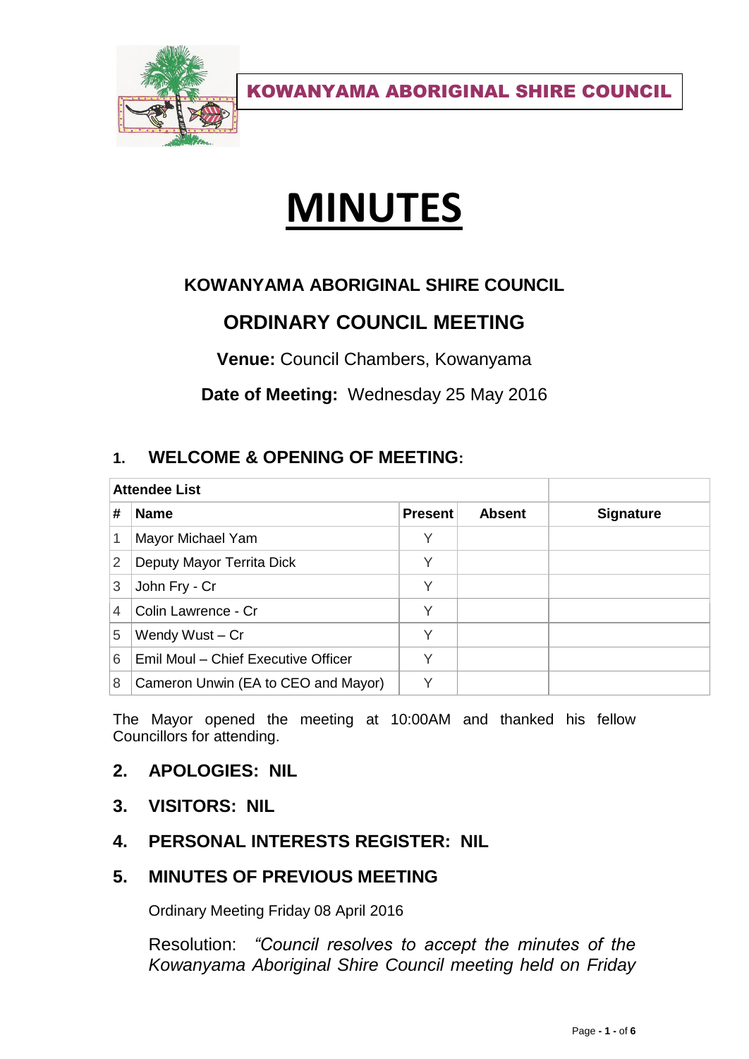**KOWANYAMA ABORIGINAL SHIRE COUNCIL**

# MINUTES

## KOWANYAMA ABORIGINAL SHIRE COUNCIL

## ORDINARY COUNCIL MEETING

**Venue:** Council Chambers, Kowanyama

**Date of Meeting:** Wednesday 25 May 2016

### 1. WELCOME & OPENING OF MEETING:

| Attendee List | | | | |
|---|---|---|---|---|
| **#** | **Name** | **Present** | **Absent** | **Signature** |
| 1 | Mayor Michael Yam | Y | | |
| 2 | Deputy Mayor Territa Dick | Y | | |
| 3 | John Fry - Cr | Y | | |
| 4 | Colin Lawrence - Cr | Y | | |
| 5 | Wendy Wust – Cr | Y | | |
| 6 | Emil Moul – Chief Executive Officer | Y | | |
| 8 | Cameron Unwin (EA to CEO and Mayor) | Y | | |

The Mayor opened the meeting at 10:00AM and thanked his fellow Councillors for attending.

### 2. APOLOGIES: NIL

### 3. VISITORS: NIL

### 4. PERSONAL INTERESTS REGISTER: NIL

### 5. MINUTES OF PREVIOUS MEETING

Ordinary Meeting Friday 08 April 2016

Resolution: *"Council resolves to accept the minutes of the Kowanyama Aboriginal Shire Council meeting held on Friday*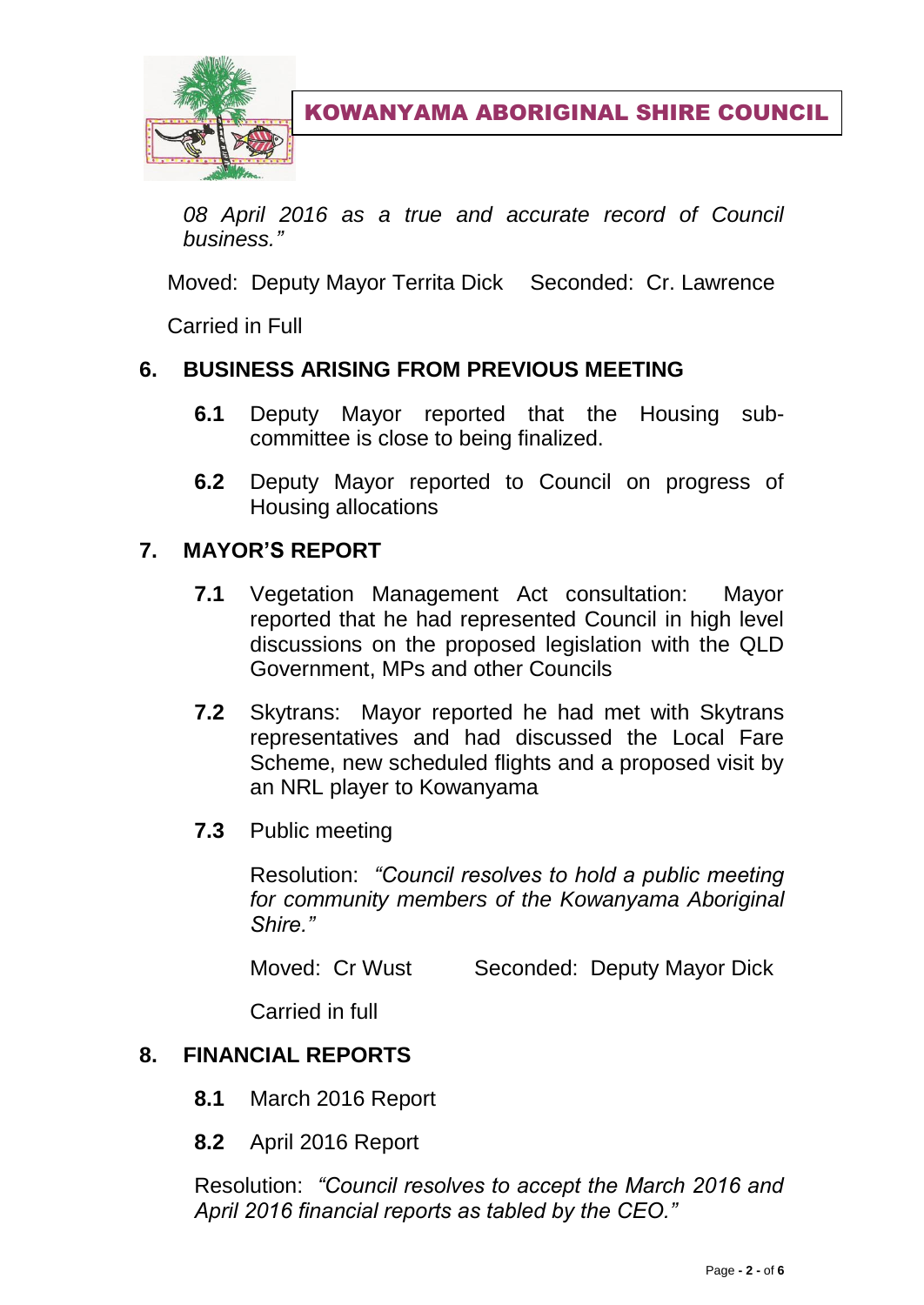*08 April 2016 as a true and accurate record of Council business."*

Moved: Deputy Mayor Territa Dick Seconded: Cr. Lawrence

Carried in Full

## 6. BUSINESS ARISING FROM PREVIOUS MEETING

**6.1** Deputy Mayor reported that the Housing sub-committee is close to being finalized.

**6.2** Deputy Mayor reported to Council on progress of Housing allocations

## 7. MAYOR'S REPORT

**7.1** Vegetation Management Act consultation: Mayor reported that he had represented Council in high level discussions on the proposed legislation with the QLD Government, MPs and other Councils

**7.2** Skytrans: Mayor reported he had met with Skytrans representatives and had discussed the Local Fare Scheme, new scheduled flights and a proposed visit by an NRL player to Kowanyama

**7.3** Public meeting

Resolution: *"Council resolves to hold a public meeting for community members of the Kowanyama Aboriginal Shire."*

Moved: Cr Wust Seconded: Deputy Mayor Dick

Carried in full

## 8. FINANCIAL REPORTS

**8.1** March 2016 Report

**8.2** April 2016 Report

Resolution: *"Council resolves to accept the March 2016 and April 2016 financial reports as tabled by the CEO."*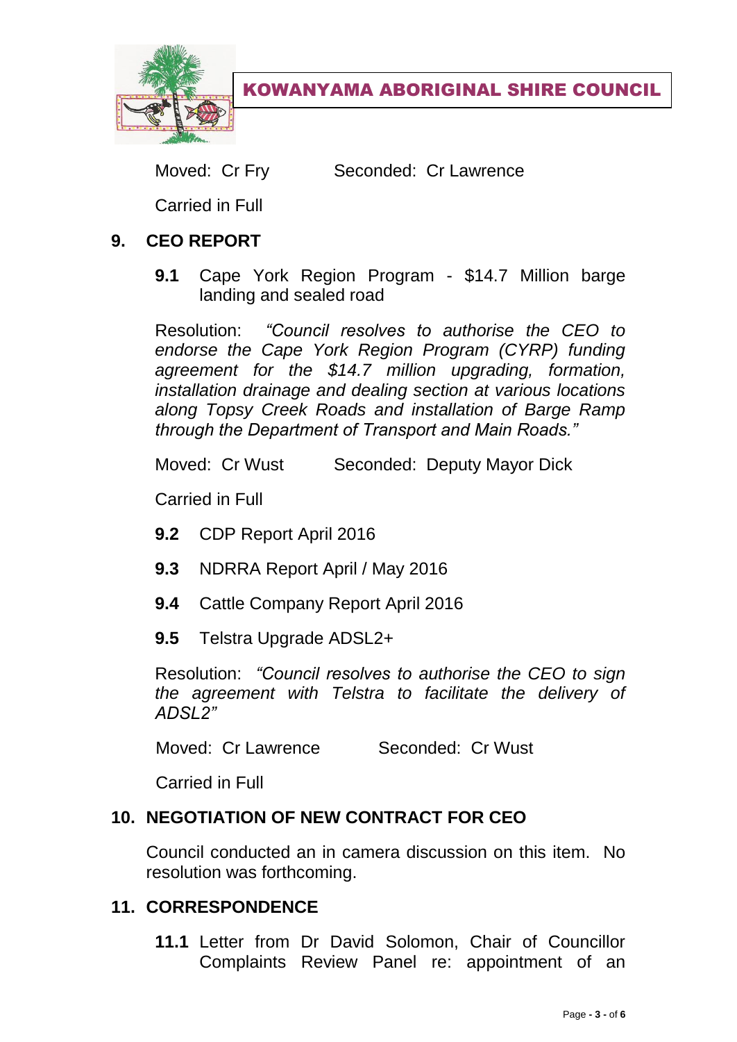Moved: Cr Fry Seconded: Cr Lawrence

Carried in Full

## 9. CEO REPORT

**9.1** Cape York Region Program - $14.7 Million barge landing and sealed road

Resolution: *"Council resolves to authorise the CEO to endorse the Cape York Region Program (CYRP) funding agreement for the $14.7 million upgrading, formation, installation drainage and dealing section at various locations along Topsy Creek Roads and installation of Barge Ramp through the Department of Transport and Main Roads."*

Moved: Cr Wust Seconded: Deputy Mayor Dick

Carried in Full

**9.2** CDP Report April 2016

**9.3** NDRRA Report April / May 2016

**9.4** Cattle Company Report April 2016

**9.5** Telstra Upgrade ADSL2+

Resolution: *"Council resolves to authorise the CEO to sign the agreement with Telstra to facilitate the delivery of ADSL2"*

Moved: Cr Lawrence Seconded: Cr Wust

Carried in Full

## 10. NEGOTIATION OF NEW CONTRACT FOR CEO

Council conducted an in camera discussion on this item. No resolution was forthcoming.

## 11. CORRESPONDENCE

**11.1** Letter from Dr David Solomon, Chair of Councillor Complaints Review Panel re: appointment of an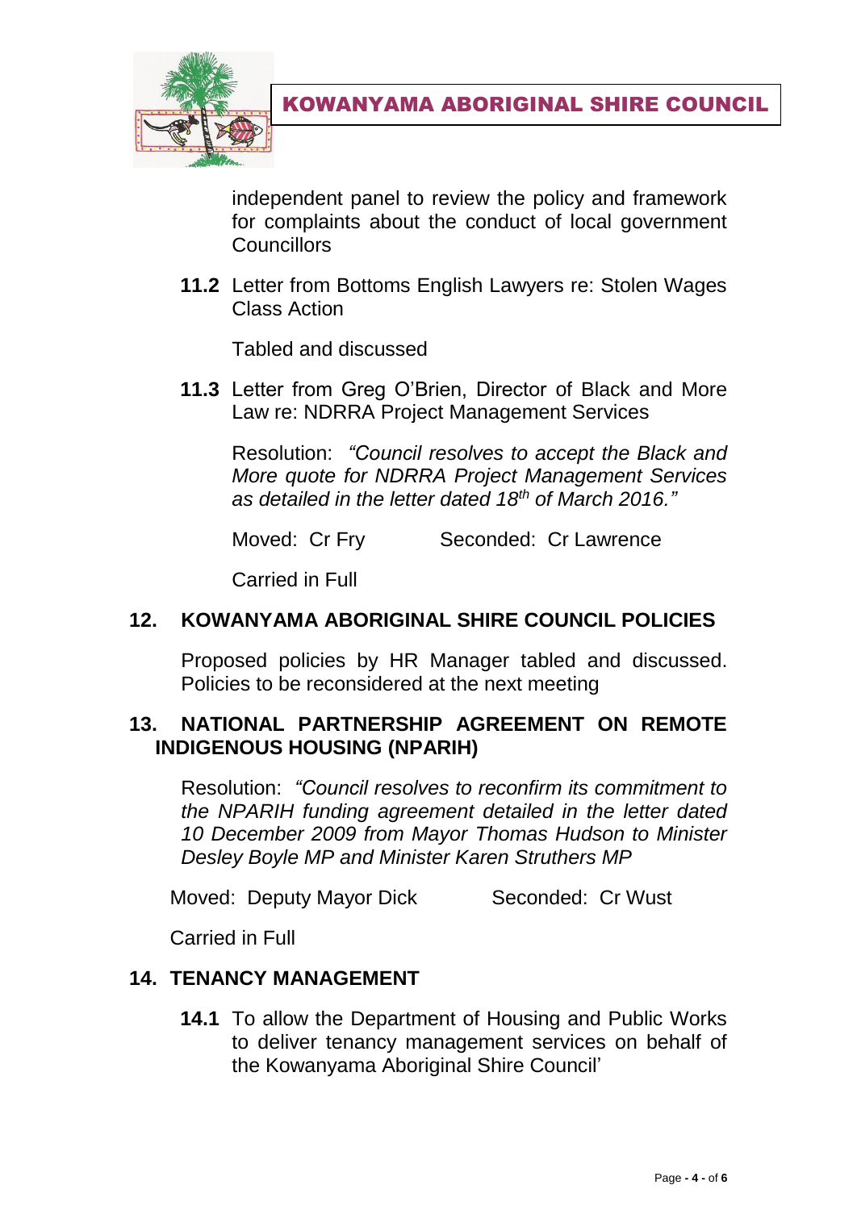independent panel to review the policy and framework for complaints about the conduct of local government Councillors

**11.2** Letter from Bottoms English Lawyers re: Stolen Wages Class Action

Tabled and discussed

**11.3** Letter from Greg O'Brien, Director of Black and More Law re: NDRRA Project Management Services

Resolution: *"Council resolves to accept the Black and More quote for NDRRA Project Management Services as detailed in the letter dated 18th of March 2016."*

Moved: Cr Fry Seconded: Cr Lawrence

Carried in Full

## 12. KOWANYAMA ABORIGINAL SHIRE COUNCIL POLICIES

Proposed policies by HR Manager tabled and discussed. Policies to be reconsidered at the next meeting

## 13. NATIONAL PARTNERSHIP AGREEMENT ON REMOTE INDIGENOUS HOUSING (NPARIH)

Resolution: *"Council resolves to reconfirm its commitment to the NPARIH funding agreement detailed in the letter dated 10 December 2009 from Mayor Thomas Hudson to Minister Desley Boyle MP and Minister Karen Struthers MP*

Moved: Deputy Mayor Dick Seconded: Cr Wust

Carried in Full

## 14. TENANCY MANAGEMENT

**14.1** To allow the Department of Housing and Public Works to deliver tenancy management services on behalf of the Kowanyama Aboriginal Shire Council'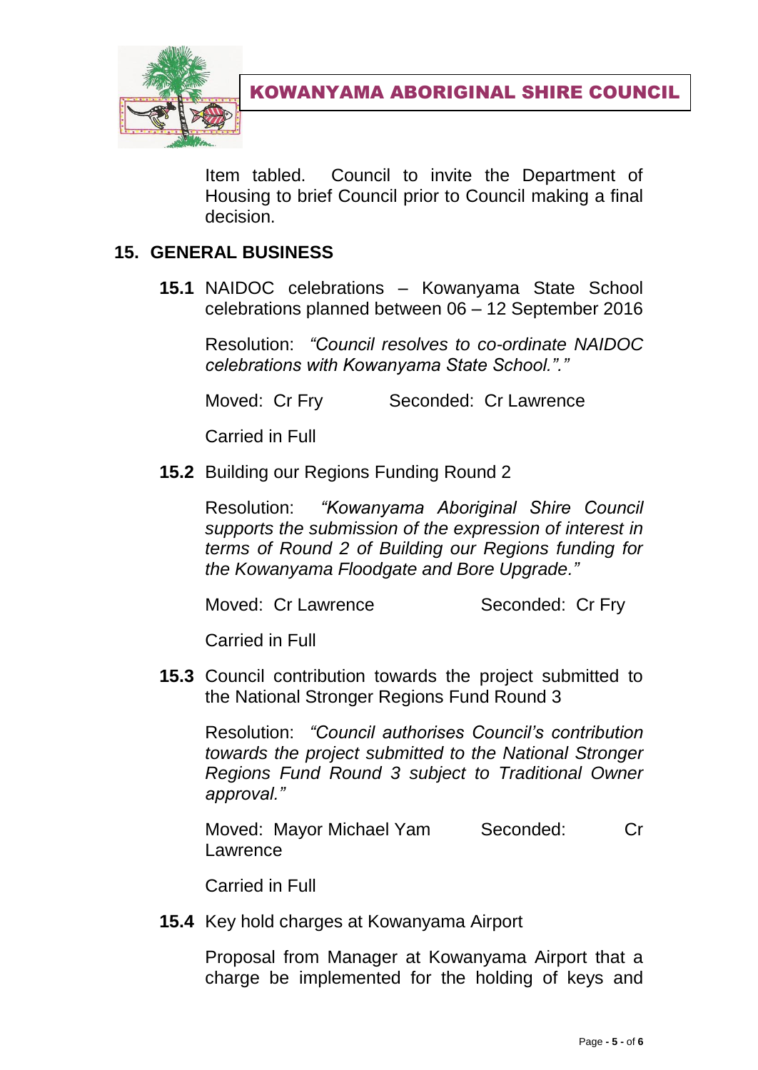Item tabled. Council to invite the Department of Housing to brief Council prior to Council making a final decision.

## 15. GENERAL BUSINESS

**15.1** NAIDOC celebrations – Kowanyama State School celebrations planned between 06 – 12 September 2016

Resolution: *"Council resolves to co-ordinate NAIDOC celebrations with Kowanyama State School."."*

Moved: Cr Fry Seconded: Cr Lawrence

Carried in Full

**15.2** Building our Regions Funding Round 2

Resolution: *"Kowanyama Aboriginal Shire Council supports the submission of the expression of interest in terms of Round 2 of Building our Regions funding for the Kowanyama Floodgate and Bore Upgrade."*

Moved: Cr Lawrence Seconded: Cr Fry

Carried in Full

**15.3** Council contribution towards the project submitted to the National Stronger Regions Fund Round 3

Resolution: *"Council authorises Council's contribution towards the project submitted to the National Stronger Regions Fund Round 3 subject to Traditional Owner approval."*

Moved: Mayor Michael Yam Seconded: Cr Lawrence

Carried in Full

**15.4** Key hold charges at Kowanyama Airport

Proposal from Manager at Kowanyama Airport that a charge be implemented for the holding of keys and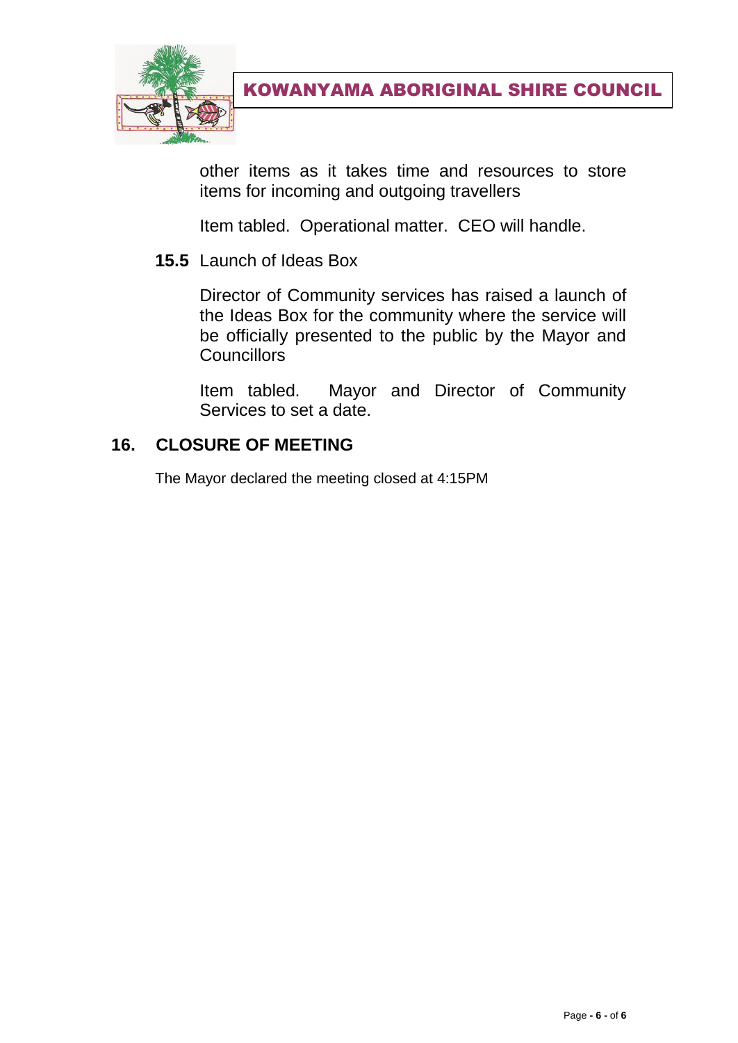other items as it takes time and resources to store items for incoming and outgoing travellers

Item tabled. Operational matter. CEO will handle.

**15.5** Launch of Ideas Box

Director of Community services has raised a launch of the Ideas Box for the community where the service will be officially presented to the public by the Mayor and Councillors

Item tabled. Mayor and Director of Community Services to set a date.

## 16. CLOSURE OF MEETING

The Mayor declared the meeting closed at 4:15PM